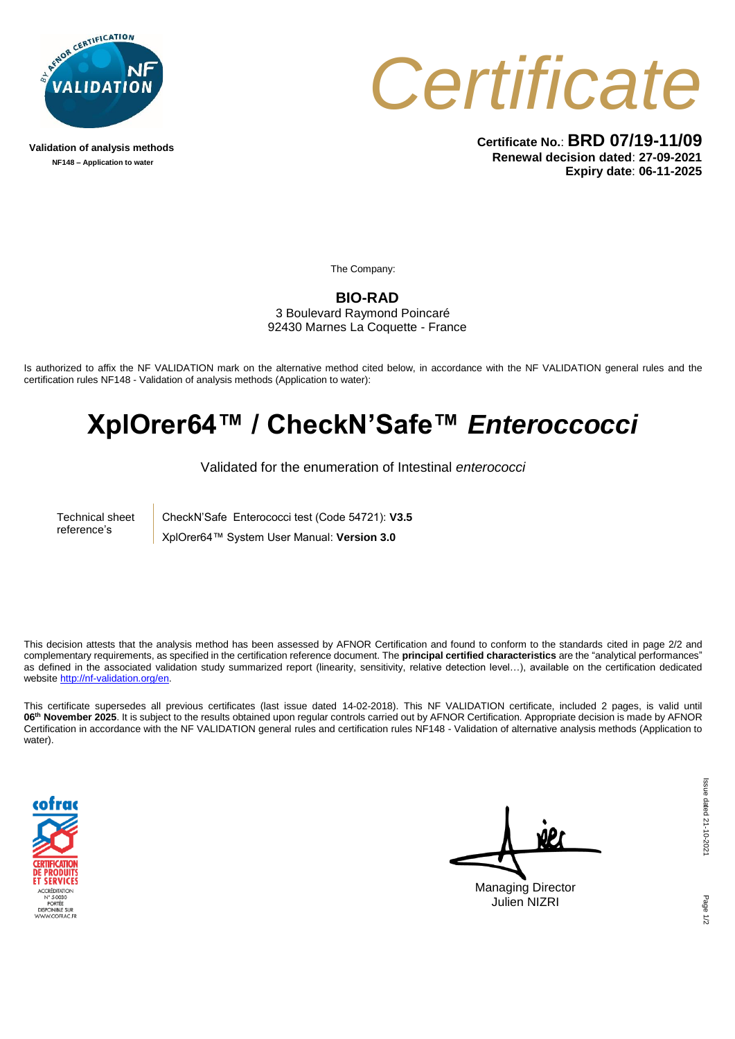Validation of analysis methods

NF148 – Application to water

# Certificate

**Certificate No.**: **BRD 07/19-11/09**
**Renewal decision dated**: **27-09-2021**
**Expiry date**: **06-11-2025**

The Company:

**BIO-RAD**
3 Boulevard Raymond Poincaré
92430 Marnes La Coquette - France

Is authorized to affix the NF VALIDATION mark on the alternative method cited below, in accordance with the NF VALIDATION general rules and the certification rules NF148 - Validation of analysis methods (Application to water):

# XplOrer64™ / CheckN'Safe™ *Enteroccocci*

Validated for the enumeration of Intestinal *enterococci*

| Technical sheet reference's | CheckN'Safe Enterococci test (Code 54721): **V3.5** |
|---|---|
| | XplOrer64™ System User Manual: **Version 3.0** |

This decision attests that the analysis method has been assessed by AFNOR Certification and found to conform to the standards cited in page 2/2 and complementary requirements, as specified in the certification reference document. The **principal certified characteristics** are the "analytical performances" as defined in the associated validation study summarized report (linearity, sensitivity, relative detection level…), available on the certification dedicated website http://nf-validation.org/en.

This certificate supersedes all previous certificates (last issue dated 14-02-2018). This NF VALIDATION certificate, included 2 pages, is valid until **06th November 2025**. It is subject to the results obtained upon regular controls carried out by AFNOR Certification. Appropriate decision is made by AFNOR Certification in accordance with the NF VALIDATION general rules and certification rules NF148 - Validation of alternative analysis methods (Application to water).

cofrac CERTIFICATION DE PRODUITS ET SERVICES
ACCRÉDITATION N° 5-0030
PORTÉE DISPONIBLE SUR WWW.COFRAC.FR

Managing Director
Julien NIZRI

Issue dated 21-10-2021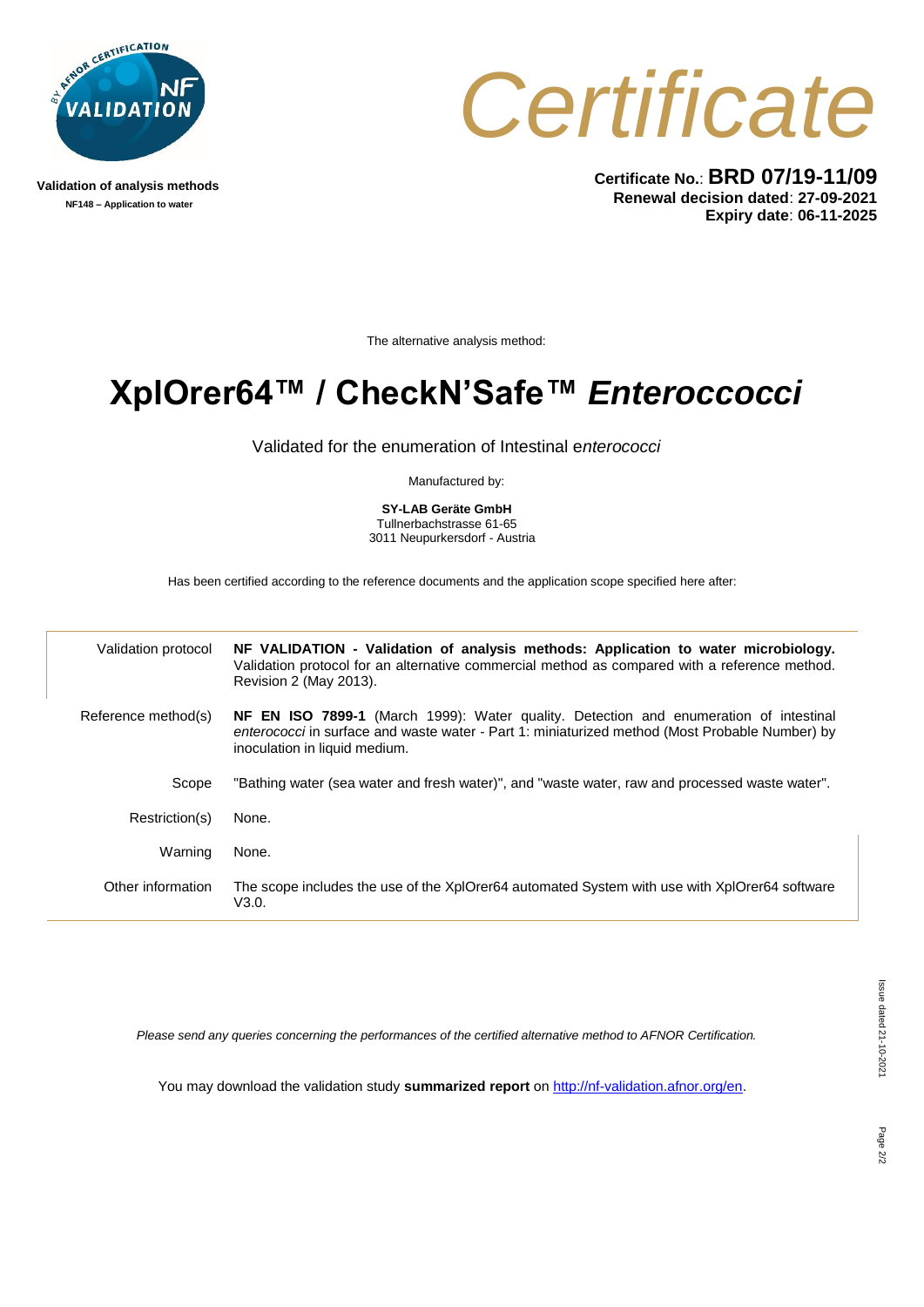Validation of analysis methods
**NF148 – Application to water**

# Certificate

**Certificate No.**: **BRD 07/19-11/09**
**Renewal decision dated**: **27-09-2021**
**Expiry date**: **06-11-2025**

The alternative analysis method:

# XplOrer64™ / CheckN'Safe™ *Enteroccocci*

Validated for the enumeration of Intestinal e*nterococci*

Manufactured by:

**SY-LAB Geräte GmbH**
Tullnerbachstrasse 61-65
3011 Neupurkersdorf - Austria

Has been certified according to the reference documents and the application scope specified here after:

| | |
|---|---|
| Validation protocol | **NF VALIDATION - Validation of analysis methods: Application to water microbiology.** Validation protocol for an alternative commercial method as compared with a reference method. Revision 2 (May 2013). |
| Reference method(s) | **NF EN ISO 7899-1** (March 1999): Water quality. Detection and enumeration of intestinal *enterococci* in surface and waste water - Part 1: miniaturized method (Most Probable Number) by inoculation in liquid medium. |
| Scope | "Bathing water (sea water and fresh water)", and "waste water, raw and processed waste water". |
| Restriction(s) | None. |
| Warning | None. |
| Other information | The scope includes the use of the XplOrer64 automated System with use with XplOrer64 software V3.0. |

*Please send any queries concerning the performances of the certified alternative method to AFNOR Certification.*

You may download the validation study **summarized report** on http://nf-validation.afnor.org/en.

Issue dated 21-10-2021